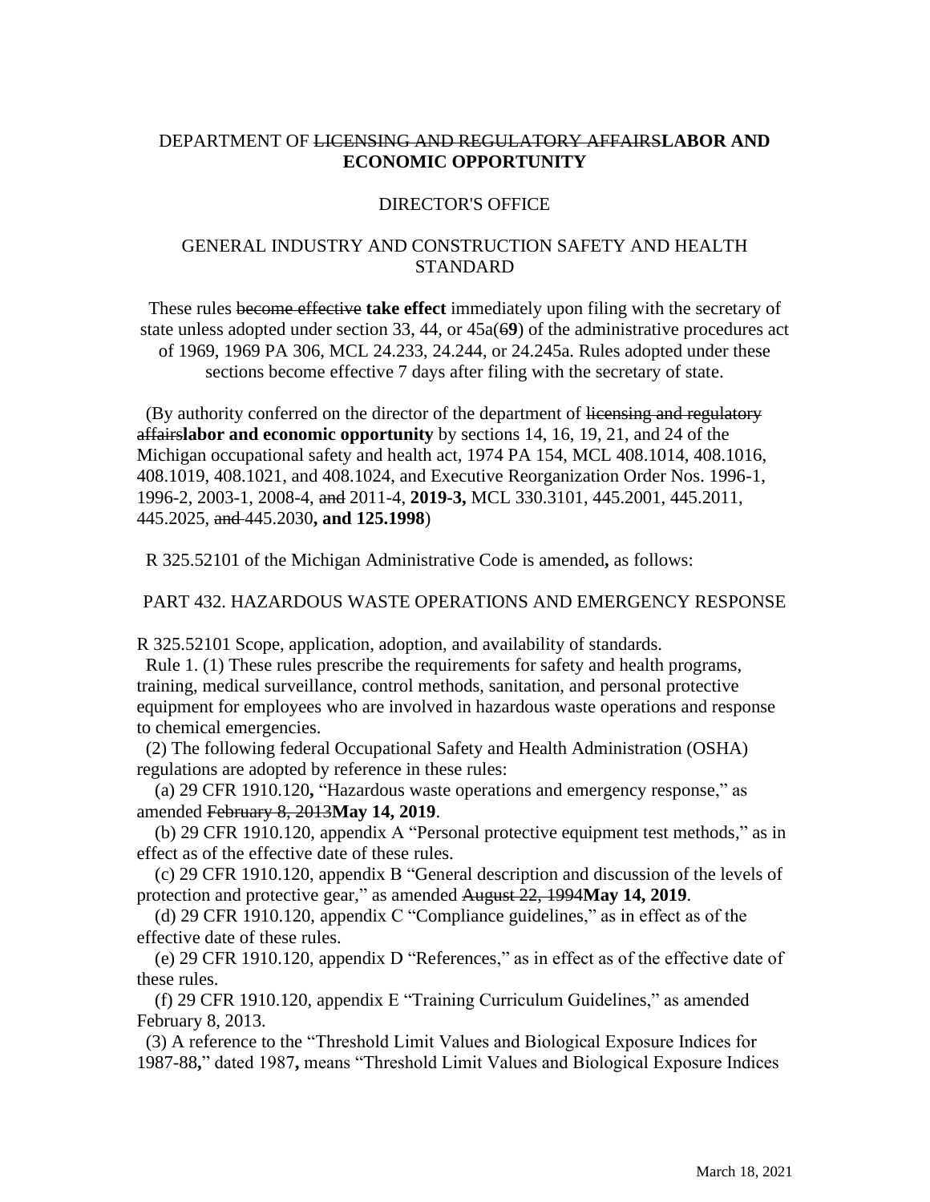DEPARTMENT OF ~~LICENSING AND REGULATORY AFFAIRS~~**LABOR AND ECONOMIC OPPORTUNITY**

DIRECTOR'S OFFICE

GENERAL INDUSTRY AND CONSTRUCTION SAFETY AND HEALTH STANDARD

These rules ~~become effective~~ **take effect** immediately upon filing with the secretary of state unless adopted under section 33, 44, or 45a(~~6~~**9**) of the administrative procedures act of 1969, 1969 PA 306, MCL 24.233, 24.244, or 24.245a. Rules adopted under these sections become effective 7 days after filing with the secretary of state.

(By authority conferred on the director of the department of ~~licensing and regulatory affairs~~**labor and economic opportunity** by sections 14, 16, 19, 21, and 24 of the Michigan occupational safety and health act, 1974 PA 154, MCL 408.1014, 408.1016, 408.1019, 408.1021, and 408.1024, and Executive Reorganization Order Nos. 1996-1, 1996-2, 2003-1, 2008-4, ~~and~~ 2011-4, **2019-3,** MCL 330.3101, 445.2001, 445.2011, 445.2025, ~~and~~ 445.2030**, and 125.1998**)

R 325.52101 of the Michigan Administrative Code is amended**,** as follows:

PART 432. HAZARDOUS WASTE OPERATIONS AND EMERGENCY RESPONSE

R 325.52101 Scope, application, adoption, and availability of standards.

Rule 1. (1) These rules prescribe the requirements for safety and health programs, training, medical surveillance, control methods, sanitation, and personal protective equipment for employees who are involved in hazardous waste operations and response to chemical emergencies.

(2) The following federal Occupational Safety and Health Administration (OSHA) regulations are adopted by reference in these rules:

(a) 29 CFR 1910.120**,** "Hazardous waste operations and emergency response," as amended ~~February 8, 2013~~**May 14, 2019**.

(b) 29 CFR 1910.120, appendix A "Personal protective equipment test methods," as in effect as of the effective date of these rules.

(c) 29 CFR 1910.120, appendix B "General description and discussion of the levels of protection and protective gear," as amended ~~August 22, 1994~~**May 14, 2019**.

(d) 29 CFR 1910.120, appendix C "Compliance guidelines," as in effect as of the effective date of these rules.

(e) 29 CFR 1910.120, appendix D "References," as in effect as of the effective date of these rules.

(f) 29 CFR 1910.120, appendix E "Training Curriculum Guidelines," as amended February 8, 2013.

(3) A reference to the "Threshold Limit Values and Biological Exposure Indices for 1987-88**,**" dated 1987**,** means "Threshold Limit Values and Biological Exposure Indices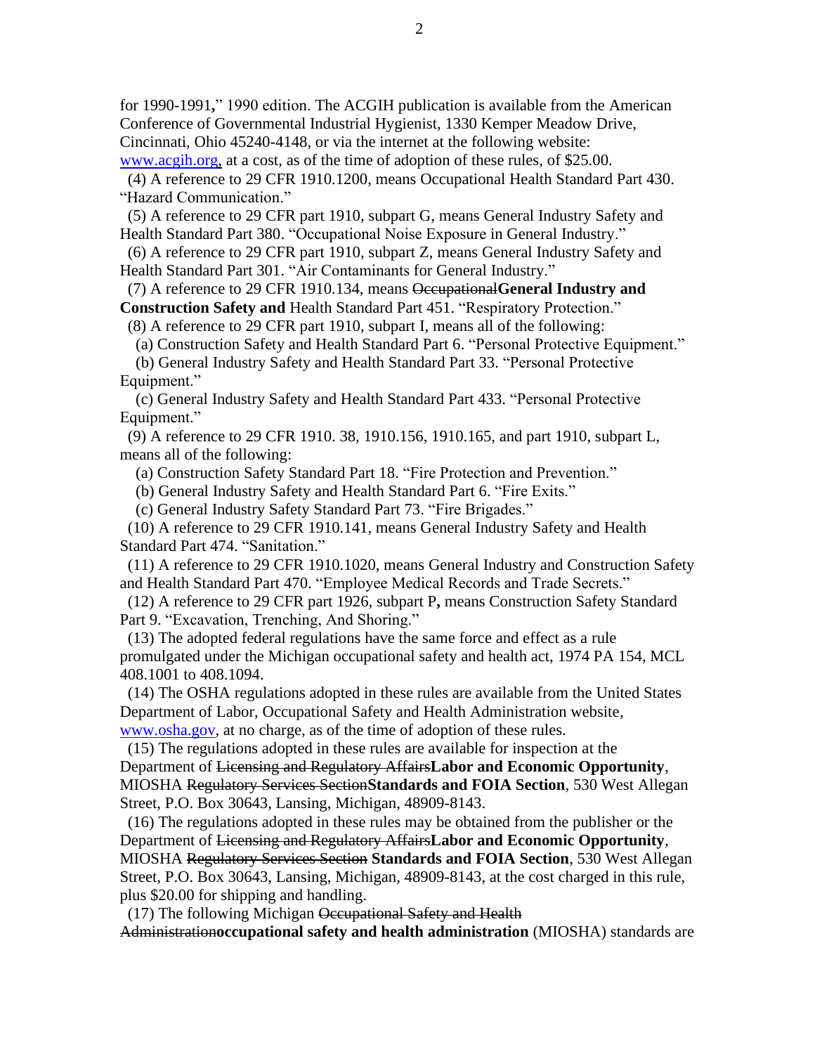for 1990-1991**,**" 1990 edition. The ACGIH publication is available from the American Conference of Governmental Industrial Hygienist, 1330 Kemper Meadow Drive, Cincinnati, Ohio 45240-4148, or via the internet at the following website: [www.acgih.org,](www.acgih.org) at a cost, as of the time of adoption of these rules, of $25.00.

(4) A reference to 29 CFR 1910.1200, means Occupational Health Standard Part 430. "Hazard Communication."

(5) A reference to 29 CFR part 1910, subpart G, means General Industry Safety and Health Standard Part 380. "Occupational Noise Exposure in General Industry."

(6) A reference to 29 CFR part 1910, subpart Z, means General Industry Safety and Health Standard Part 301. "Air Contaminants for General Industry."

(7) A reference to 29 CFR 1910.134, means ~~Occupational~~**General Industry and Construction Safety and** Health Standard Part 451. "Respiratory Protection."

(8) A reference to 29 CFR part 1910, subpart I, means all of the following:

(a) Construction Safety and Health Standard Part 6. "Personal Protective Equipment."

(b) General Industry Safety and Health Standard Part 33. "Personal Protective Equipment."

(c) General Industry Safety and Health Standard Part 433. "Personal Protective Equipment."

(9) A reference to 29 CFR 1910. 38, 1910.156, 1910.165, and part 1910, subpart L, means all of the following:

(a) Construction Safety Standard Part 18. "Fire Protection and Prevention."

(b) General Industry Safety and Health Standard Part 6. "Fire Exits."

(c) General Industry Safety Standard Part 73. "Fire Brigades."

(10) A reference to 29 CFR 1910.141, means General Industry Safety and Health Standard Part 474. "Sanitation."

(11) A reference to 29 CFR 1910.1020, means General Industry and Construction Safety and Health Standard Part 470. "Employee Medical Records and Trade Secrets."

(12) A reference to 29 CFR part 1926, subpart P**,** means Construction Safety Standard Part 9. "Excavation, Trenching, And Shoring."

(13) The adopted federal regulations have the same force and effect as a rule promulgated under the Michigan occupational safety and health act, 1974 PA 154, MCL 408.1001 to 408.1094.

(14) The OSHA regulations adopted in these rules are available from the United States Department of Labor, Occupational Safety and Health Administration website, [www.osha.gov](www.osha.gov), at no charge, as of the time of adoption of these rules.

(15) The regulations adopted in these rules are available for inspection at the Department of ~~Licensing and Regulatory Affairs~~**Labor and Economic Opportunity**, MIOSHA ~~Regulatory Services Section~~**Standards and FOIA Section**, 530 West Allegan Street, P.O. Box 30643, Lansing, Michigan, 48909-8143.

(16) The regulations adopted in these rules may be obtained from the publisher or the Department of ~~Licensing and Regulatory Affairs~~**Labor and Economic Opportunity**, MIOSHA ~~Regulatory Services Section~~ **Standards and FOIA Section**, 530 West Allegan Street, P.O. Box 30643, Lansing, Michigan, 48909-8143, at the cost charged in this rule, plus $20.00 for shipping and handling.

(17) The following Michigan ~~Occupational Safety and Health Administration~~**occupational safety and health administration** (MIOSHA) standards are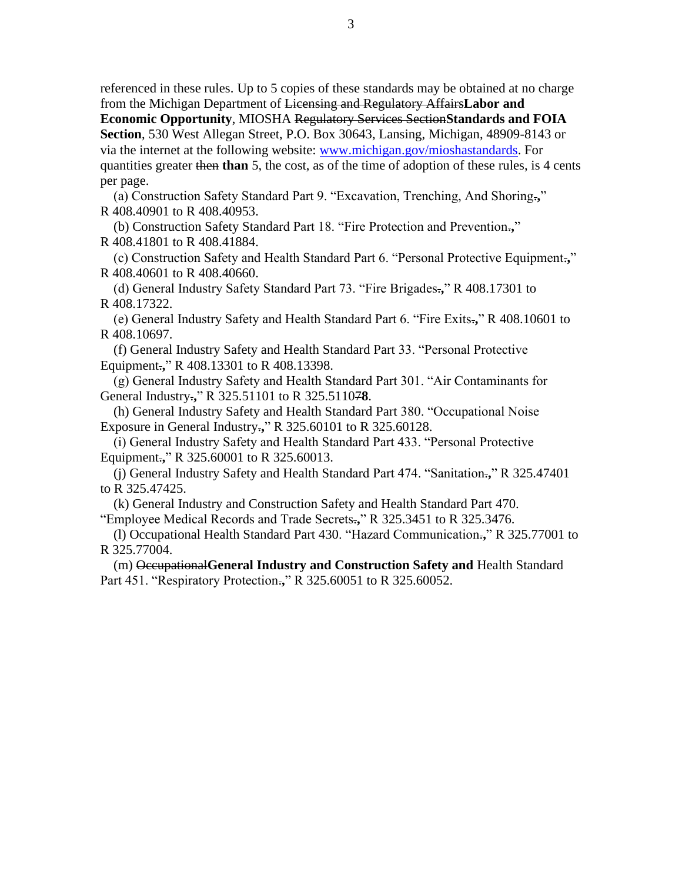referenced in these rules. Up to 5 copies of these standards may be obtained at no charge from the Michigan Department of ~~Licensing and Regulatory Affairs~~**Labor and Economic Opportunity**, MIOSHA ~~Regulatory Services Section~~**Standards and FOIA Section**, 530 West Allegan Street, P.O. Box 30643, Lansing, Michigan, 48909-8143 or via the internet at the following website: www.michigan.gov/mioshastandards. For quantities greater ~~then~~ **than** 5, the cost, as of the time of adoption of these rules, is 4 cents per page.

(a) Construction Safety Standard Part 9. "Excavation, Trenching, And Shoring~~.~~**,**" R 408.40901 to R 408.40953.

(b) Construction Safety Standard Part 18. "Fire Protection and Prevention~~.~~**,**" R 408.41801 to R 408.41884.

(c) Construction Safety and Health Standard Part 6. "Personal Protective Equipment~~.~~**,**" R 408.40601 to R 408.40660.

(d) General Industry Safety Standard Part 73. "Fire Brigades~~.~~**,**" R 408.17301 to R 408.17322.

(e) General Industry Safety and Health Standard Part 6. "Fire Exits~~.~~**,**" R 408.10601 to R 408.10697.

(f) General Industry Safety and Health Standard Part 33. "Personal Protective Equipment~~.~~**,**" R 408.13301 to R 408.13398.

(g) General Industry Safety and Health Standard Part 301. "Air Contaminants for General Industry~~.~~**,**" R 325.51101 to R 325.5110~~7~~**8**.

(h) General Industry Safety and Health Standard Part 380. "Occupational Noise Exposure in General Industry~~.~~**,**" R 325.60101 to R 325.60128.

(i) General Industry Safety and Health Standard Part 433. "Personal Protective Equipment~~.~~**,**" R 325.60001 to R 325.60013.

(j) General Industry Safety and Health Standard Part 474. "Sanitation~~.~~**,**" R 325.47401 to R 325.47425.

(k) General Industry and Construction Safety and Health Standard Part 470. "Employee Medical Records and Trade Secrets~~.~~**,**" R 325.3451 to R 325.3476.

(l) Occupational Health Standard Part 430. "Hazard Communication~~.~~**,**" R 325.77001 to R 325.77004.

(m) ~~Occupational~~**General Industry and Construction Safety and** Health Standard Part 451. "Respiratory Protection~~.~~**,**" R 325.60051 to R 325.60052.